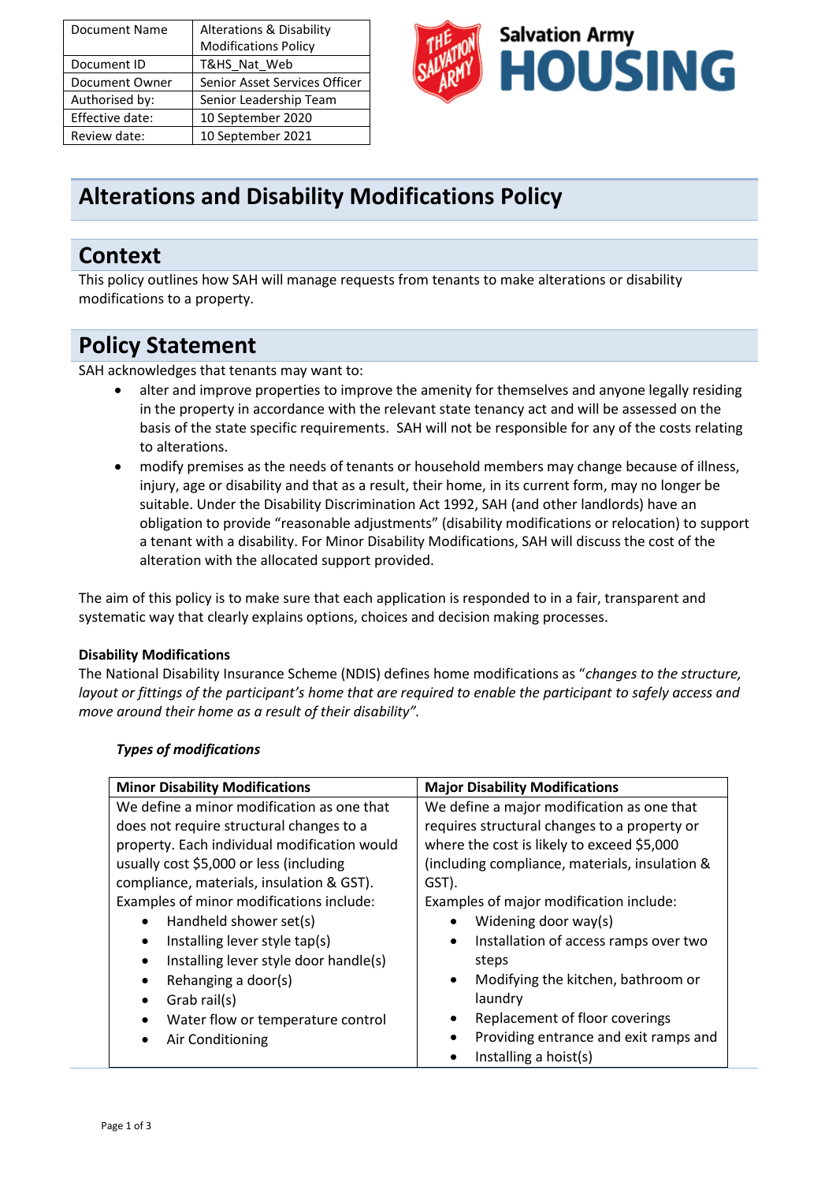| Document Name | Alterations & Disability Modifications Policy |
|---|---|
| Document ID | T&HS_Nat_Web |
| Document Owner | Senior Asset Services Officer |
| Authorised by: | Senior Leadership Team |
| Effective date: | 10 September 2020 |
| Review date: | 10 September 2021 |

Salvation Army HOUSING

# Alterations and Disability Modifications Policy

## Context

This policy outlines how SAH will manage requests from tenants to make alterations or disability modifications to a property.

## Policy Statement

SAH acknowledges that tenants may want to:

- alter and improve properties to improve the amenity for themselves and anyone legally residing in the property in accordance with the relevant state tenancy act and will be assessed on the basis of the state specific requirements. SAH will not be responsible for any of the costs relating to alterations.
- modify premises as the needs of tenants or household members may change because of illness, injury, age or disability and that as a result, their home, in its current form, may no longer be suitable. Under the Disability Discrimination Act 1992, SAH (and other landlords) have an obligation to provide "reasonable adjustments" (disability modifications or relocation) to support a tenant with a disability. For Minor Disability Modifications, SAH will discuss the cost of the alteration with the allocated support provided.

The aim of this policy is to make sure that each application is responded to in a fair, transparent and systematic way that clearly explains options, choices and decision making processes.

**Disability Modifications**

The National Disability Insurance Scheme (NDIS) defines home modifications as "*changes to the structure, layout or fittings of the participant's home that are required to enable the participant to safely access and move around their home as a result of their disability".*

***Types of modifications***

| Minor Disability Modifications | Major Disability Modifications |
|---|---|
| We define a minor modification as one that does not require structural changes to a property. Each individual modification would usually cost $5,000 or less (including compliance, materials, insulation & GST).<br>Examples of minor modifications include:<br>• Handheld shower set(s)<br>• Installing lever style tap(s)<br>• Installing lever style door handle(s)<br>• Rehanging a door(s)<br>• Grab rail(s)<br>• Water flow or temperature control<br>• Air Conditioning | We define a major modification as one that requires structural changes to a property or where the cost is likely to exceed $5,000 (including compliance, materials, insulation & GST).<br>Examples of major modification include:<br>• Widening door way(s)<br>• Installation of access ramps over two steps<br>• Modifying the kitchen, bathroom or laundry<br>• Replacement of floor coverings<br>• Providing entrance and exit ramps and<br>• Installing a hoist(s) |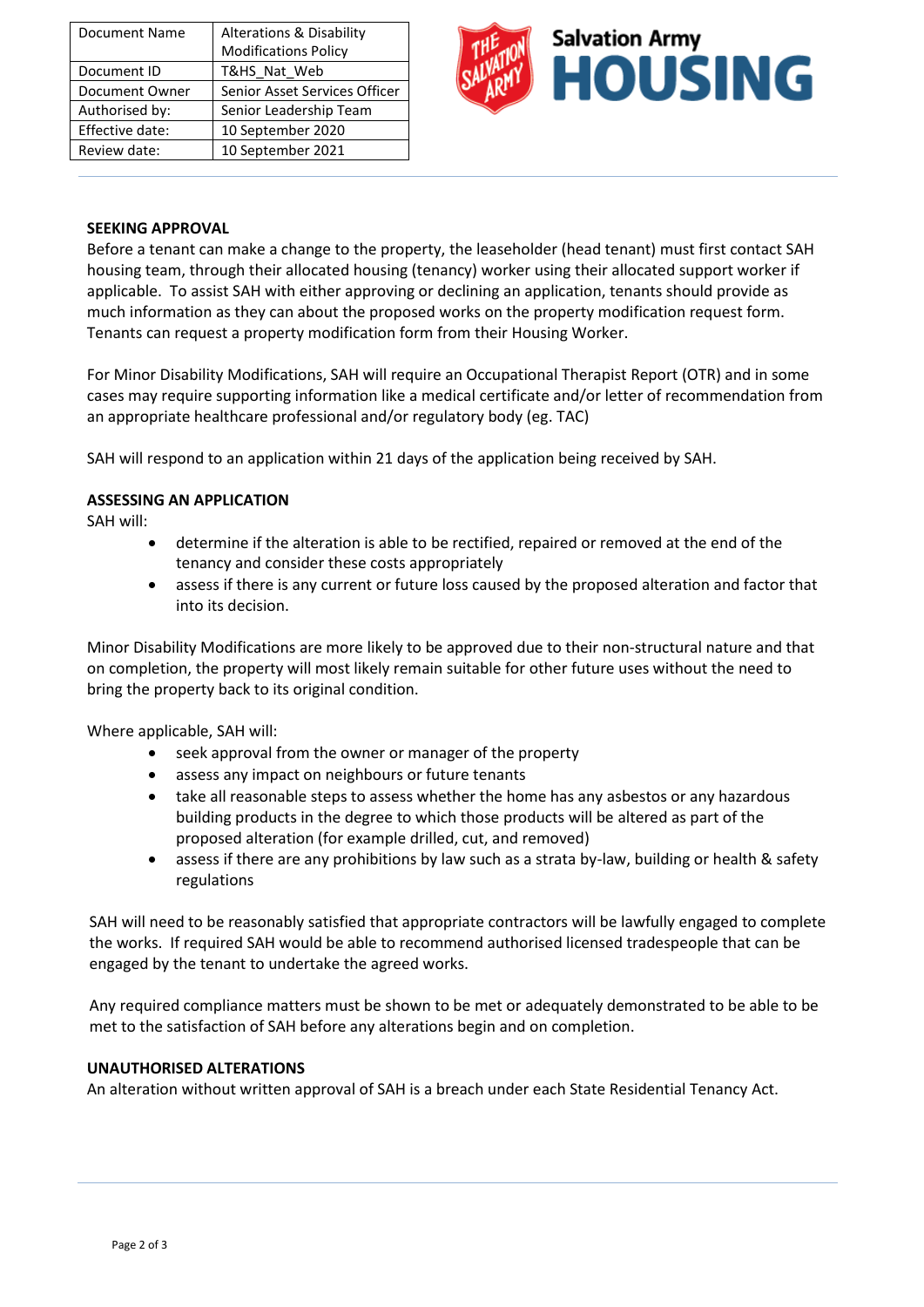| Document Name | Alterations & Disability Modifications Policy |
| --- | --- |
| Document ID | T&HS_Nat_Web |
| Document Owner | Senior Asset Services Officer |
| Authorised by: | Senior Leadership Team |
| Effective date: | 10 September 2020 |
| Review date: | 10 September 2021 |

**SEEKING APPROVAL**

Before a tenant can make a change to the property, the leaseholder (head tenant) must first contact SAH housing team, through their allocated housing (tenancy) worker using their allocated support worker if applicable. To assist SAH with either approving or declining an application, tenants should provide as much information as they can about the proposed works on the property modification request form. Tenants can request a property modification form from their Housing Worker.

For Minor Disability Modifications, SAH will require an Occupational Therapist Report (OTR) and in some cases may require supporting information like a medical certificate and/or letter of recommendation from an appropriate healthcare professional and/or regulatory body (eg. TAC)

SAH will respond to an application within 21 days of the application being received by SAH.

**ASSESSING AN APPLICATION**

SAH will:

- determine if the alteration is able to be rectified, repaired or removed at the end of the tenancy and consider these costs appropriately
- assess if there is any current or future loss caused by the proposed alteration and factor that into its decision.

Minor Disability Modifications are more likely to be approved due to their non-structural nature and that on completion, the property will most likely remain suitable for other future uses without the need to bring the property back to its original condition.

Where applicable, SAH will:

- seek approval from the owner or manager of the property
- assess any impact on neighbours or future tenants
- take all reasonable steps to assess whether the home has any asbestos or any hazardous building products in the degree to which those products will be altered as part of the proposed alteration (for example drilled, cut, and removed)
- assess if there are any prohibitions by law such as a strata by-law, building or health & safety regulations

SAH will need to be reasonably satisfied that appropriate contractors will be lawfully engaged to complete the works. If required SAH would be able to recommend authorised licensed tradespeople that can be engaged by the tenant to undertake the agreed works.

Any required compliance matters must be shown to be met or adequately demonstrated to be able to be met to the satisfaction of SAH before any alterations begin and on completion.

**UNAUTHORISED ALTERATIONS**

An alteration without written approval of SAH is a breach under each State Residential Tenancy Act.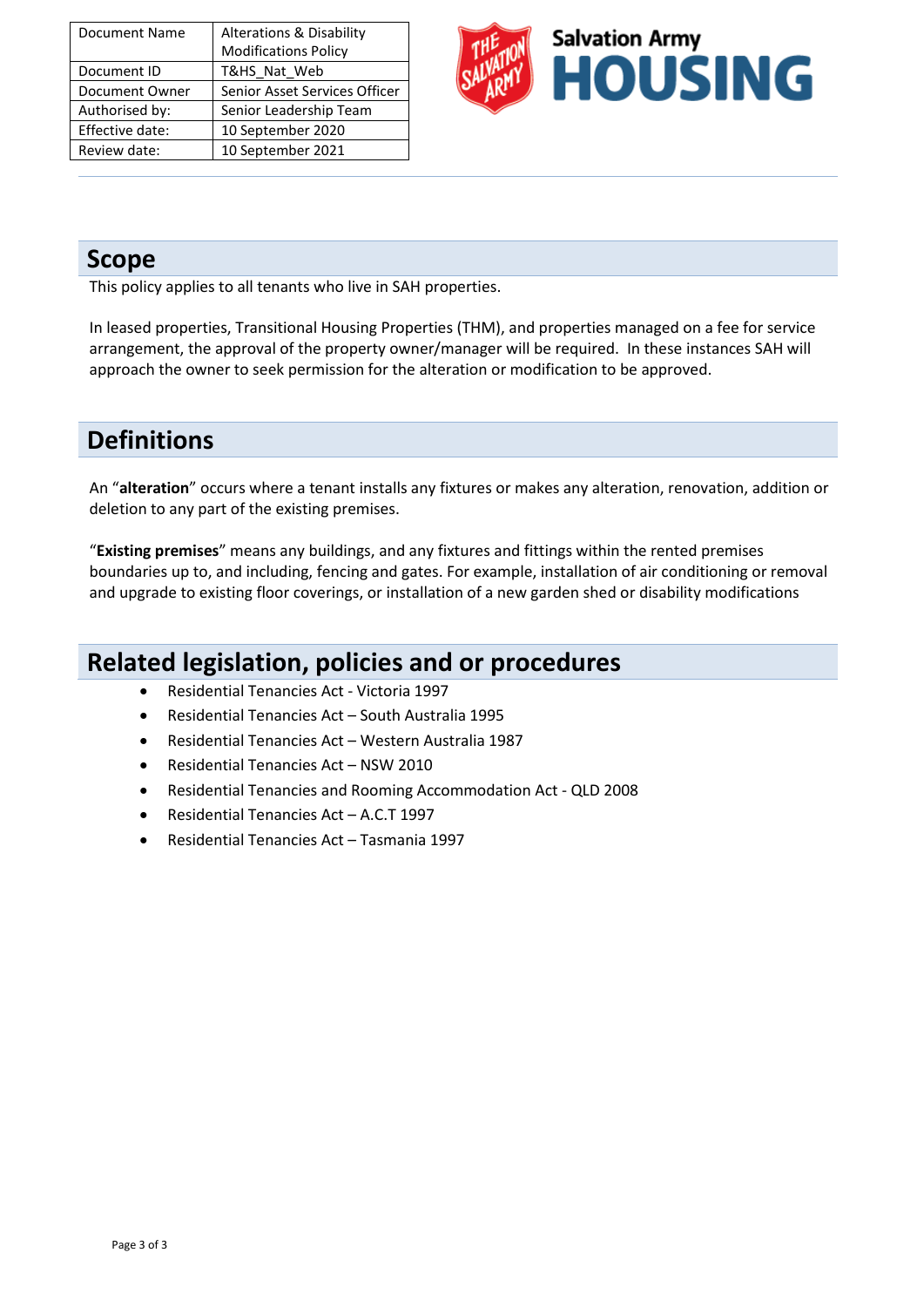| | |
|---|---|
| Document Name | Alterations & Disability Modifications Policy |
| Document ID | T&HS_Nat_Web |
| Document Owner | Senior Asset Services Officer |
| Authorised by: | Senior Leadership Team |
| Effective date: | 10 September 2020 |
| Review date: | 10 September 2021 |

Salvation Army HOUSING

## Scope

This policy applies to all tenants who live in SAH properties.

In leased properties, Transitional Housing Properties (THM), and properties managed on a fee for service arrangement, the approval of the property owner/manager will be required. In these instances SAH will approach the owner to seek permission for the alteration or modification to be approved.

## Definitions

An "**alteration**" occurs where a tenant installs any fixtures or makes any alteration, renovation, addition or deletion to any part of the existing premises.

"**Existing premises**" means any buildings, and any fixtures and fittings within the rented premises boundaries up to, and including, fencing and gates. For example, installation of air conditioning or removal and upgrade to existing floor coverings, or installation of a new garden shed or disability modifications

## Related legislation, policies and or procedures

- Residential Tenancies Act - Victoria 1997
- Residential Tenancies Act – South Australia 1995
- Residential Tenancies Act – Western Australia 1987
- Residential Tenancies Act – NSW 2010
- Residential Tenancies and Rooming Accommodation Act - QLD 2008
- Residential Tenancies Act – A.C.T 1997
- Residential Tenancies Act – Tasmania 1997